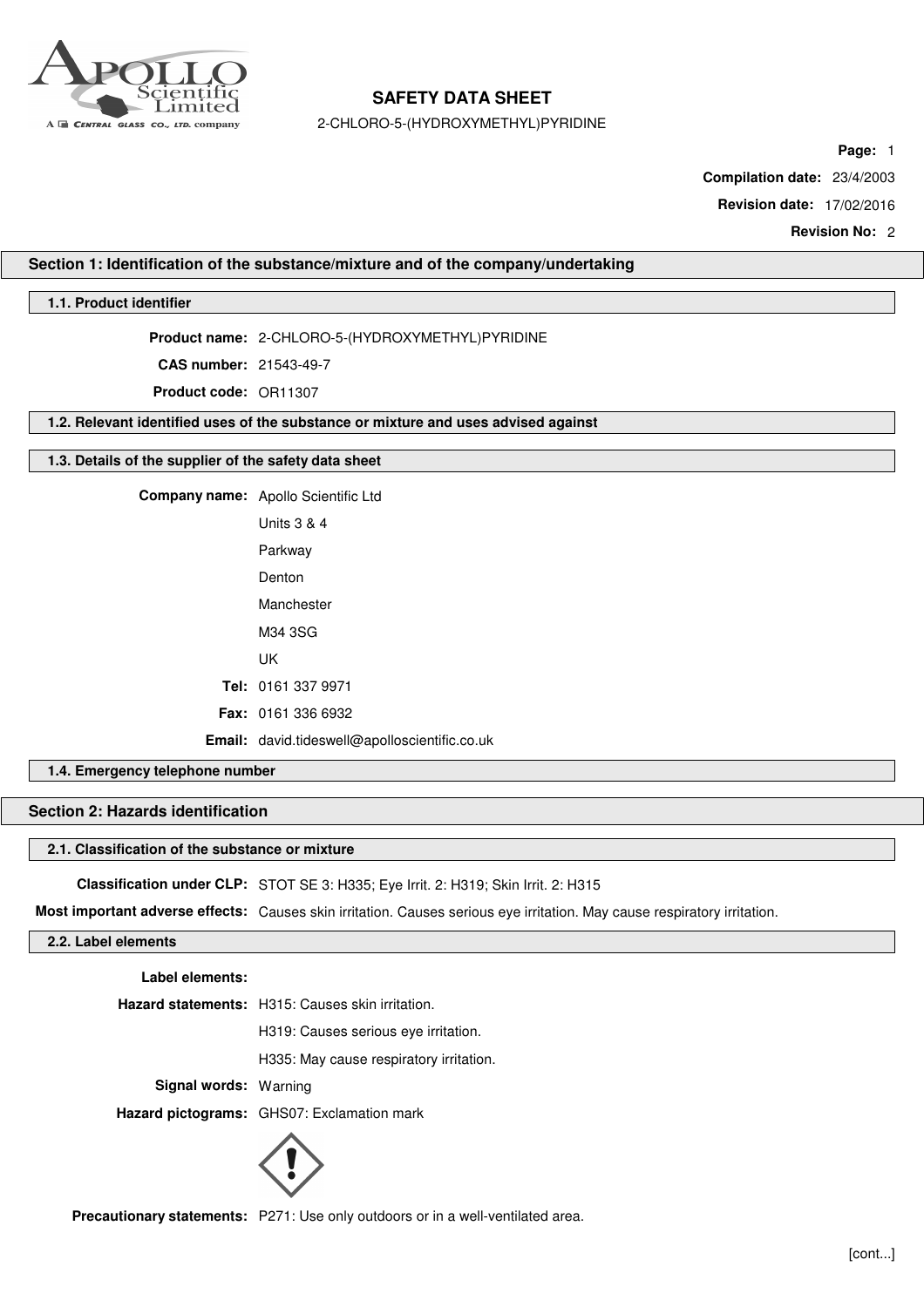# SAFETY DATA SHEET

2-CHLORO-5-(HYDROXYMETHYL)PYRIDINE

**Page:** 1

**Compilation date:** 23/4/2003

**Revision date:** 17/02/2016

**Revision No:** 2

## Section 1: Identification of the substance/mixture and of the company/undertaking

### 1.1. Product identifier

**Product name:** 2-CHLORO-5-(HYDROXYMETHYL)PYRIDINE

**CAS number:** 21543-49-7

**Product code:** OR11307

### 1.2. Relevant identified uses of the substance or mixture and uses advised against

### 1.3. Details of the supplier of the safety data sheet

**Company name:** Apollo Scientific Ltd

Units 3 & 4

Parkway

Denton

Manchester

M34 3SG

UK

**Tel:** 0161 337 9971

**Fax:** 0161 336 6932

**Email:** david.tideswell@apolloscientific.co.uk

### 1.4. Emergency telephone number

## Section 2: Hazards identification

### 2.1. Classification of the substance or mixture

**Classification under CLP:** STOT SE 3: H335; Eye Irrit. 2: H319; Skin Irrit. 2: H315

**Most important adverse effects:** Causes skin irritation. Causes serious eye irritation. May cause respiratory irritation.

### 2.2. Label elements

**Label elements:**

**Hazard statements:** H315: Causes skin irritation.

H319: Causes serious eye irritation.

H335: May cause respiratory irritation.

**Signal words:** Warning

**Hazard pictograms:** GHS07: Exclamation mark

**Precautionary statements:** P271: Use only outdoors or in a well-ventilated area.

[cont...]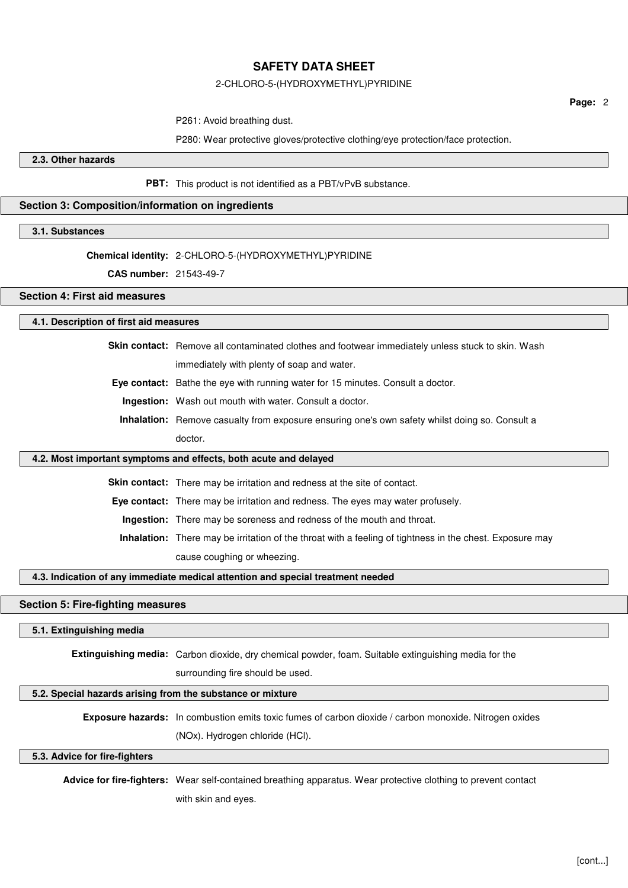P261: Avoid breathing dust.

P280: Wear protective gloves/protective clothing/eye protection/face protection.

### 2.3. Other hazards

**PBT:** This product is not identified as a PBT/vPvB substance.

## Section 3: Composition/information on ingredients

### 3.1. Substances

**Chemical identity:** 2-CHLORO-5-(HYDROXYMETHYL)PYRIDINE

**CAS number:** 21543-49-7

## Section 4: First aid measures

### 4.1. Description of first aid measures

**Skin contact:** Remove all contaminated clothes and footwear immediately unless stuck to skin. Wash immediately with plenty of soap and water.

**Eye contact:** Bathe the eye with running water for 15 minutes. Consult a doctor.

**Ingestion:** Wash out mouth with water. Consult a doctor.

**Inhalation:** Remove casualty from exposure ensuring one's own safety whilst doing so. Consult a doctor.

### 4.2. Most important symptoms and effects, both acute and delayed

**Skin contact:** There may be irritation and redness at the site of contact.

**Eye contact:** There may be irritation and redness. The eyes may water profusely.

**Ingestion:** There may be soreness and redness of the mouth and throat.

**Inhalation:** There may be irritation of the throat with a feeling of tightness in the chest. Exposure may cause coughing or wheezing.

### 4.3. Indication of any immediate medical attention and special treatment needed

## Section 5: Fire-fighting measures

### 5.1. Extinguishing media

**Extinguishing media:** Carbon dioxide, dry chemical powder, foam. Suitable extinguishing media for the surrounding fire should be used.

### 5.2. Special hazards arising from the substance or mixture

**Exposure hazards:** In combustion emits toxic fumes of carbon dioxide / carbon monoxide. Nitrogen oxides (NOx). Hydrogen chloride (HCl).

### 5.3. Advice for fire-fighters

**Advice for fire-fighters:** Wear self-contained breathing apparatus. Wear protective clothing to prevent contact with skin and eyes.

[cont...]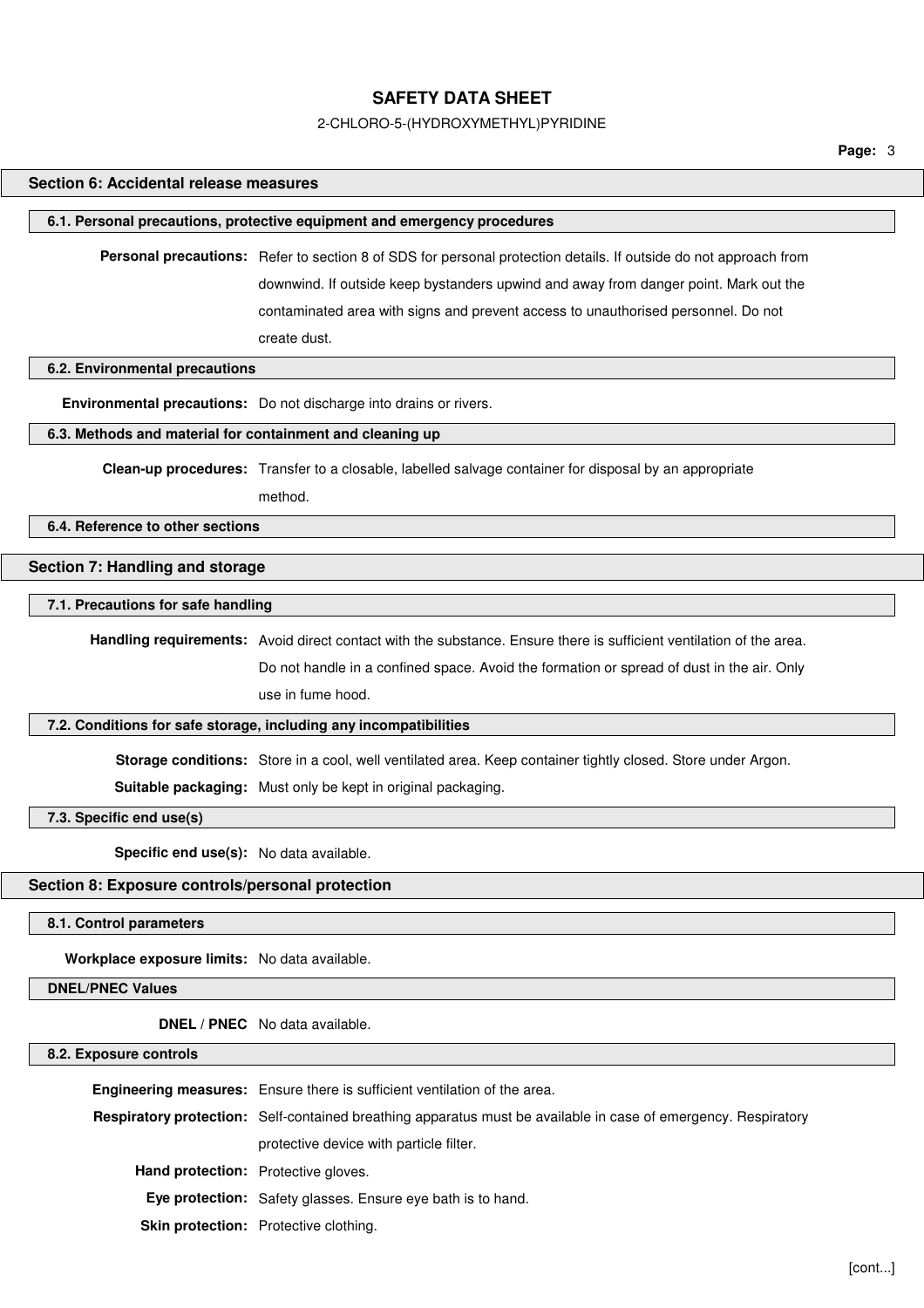## Section 6: Accidental release measures

### 6.1. Personal precautions, protective equipment and emergency procedures

**Personal precautions:** Refer to section 8 of SDS for personal protection details. If outside do not approach from downwind. If outside keep bystanders upwind and away from danger point. Mark out the contaminated area with signs and prevent access to unauthorised personnel. Do not create dust.

### 6.2. Environmental precautions

**Environmental precautions:** Do not discharge into drains or rivers.

### 6.3. Methods and material for containment and cleaning up

**Clean-up procedures:** Transfer to a closable, labelled salvage container for disposal by an appropriate method.

### 6.4. Reference to other sections

## Section 7: Handling and storage

### 7.1. Precautions for safe handling

**Handling requirements:** Avoid direct contact with the substance. Ensure there is sufficient ventilation of the area. Do not handle in a confined space. Avoid the formation or spread of dust in the air. Only use in fume hood.

### 7.2. Conditions for safe storage, including any incompatibilities

**Storage conditions:** Store in a cool, well ventilated area. Keep container tightly closed. Store under Argon.

**Suitable packaging:** Must only be kept in original packaging.

### 7.3. Specific end use(s)

**Specific end use(s):** No data available.

## Section 8: Exposure controls/personal protection

### 8.1. Control parameters

**Workplace exposure limits:** No data available.

### DNEL/PNEC Values

**DNEL / PNEC** No data available.

### 8.2. Exposure controls

**Engineering measures:** Ensure there is sufficient ventilation of the area.

**Respiratory protection:** Self-contained breathing apparatus must be available in case of emergency. Respiratory protective device with particle filter.

**Hand protection:** Protective gloves.

**Eye protection:** Safety glasses. Ensure eye bath is to hand.

**Skin protection:** Protective clothing.

[cont...]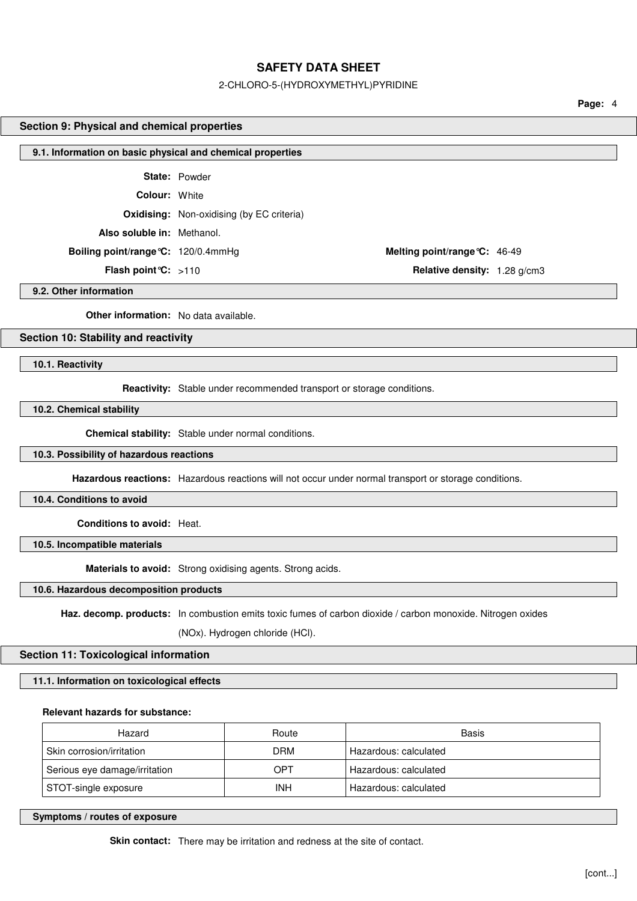## Section 9: Physical and chemical properties

### 9.1. Information on basic physical and chemical properties

**State:** Powder

**Colour:** White

**Oxidising:** Non-oxidising (by EC criteria)

**Also soluble in:** Methanol.

**Boiling point/range°C:** 120/0.4mmHg

**Melting point/range°C:** 46-49

**Flash point°C:** >110

**Relative density:** 1.28 g/cm3

### 9.2. Other information

**Other information:** No data available.

## Section 10: Stability and reactivity

### 10.1. Reactivity

**Reactivity:** Stable under recommended transport or storage conditions.

### 10.2. Chemical stability

**Chemical stability:** Stable under normal conditions.

### 10.3. Possibility of hazardous reactions

**Hazardous reactions:** Hazardous reactions will not occur under normal transport or storage conditions.

### 10.4. Conditions to avoid

**Conditions to avoid:** Heat.

### 10.5. Incompatible materials

**Materials to avoid:** Strong oxidising agents. Strong acids.

### 10.6. Hazardous decomposition products

**Haz. decomp. products:** In combustion emits toxic fumes of carbon dioxide / carbon monoxide. Nitrogen oxides (NOx). Hydrogen chloride (HCl).

## Section 11: Toxicological information

### 11.1. Information on toxicological effects

**Relevant hazards for substance:**

| Hazard | Route | Basis |
| --- | --- | --- |
| Skin corrosion/irritation | DRM | Hazardous: calculated |
| Serious eye damage/irritation | OPT | Hazardous: calculated |
| STOT-single exposure | INH | Hazardous: calculated |

### Symptoms / routes of exposure

**Skin contact:** There may be irritation and redness at the site of contact.

[cont...]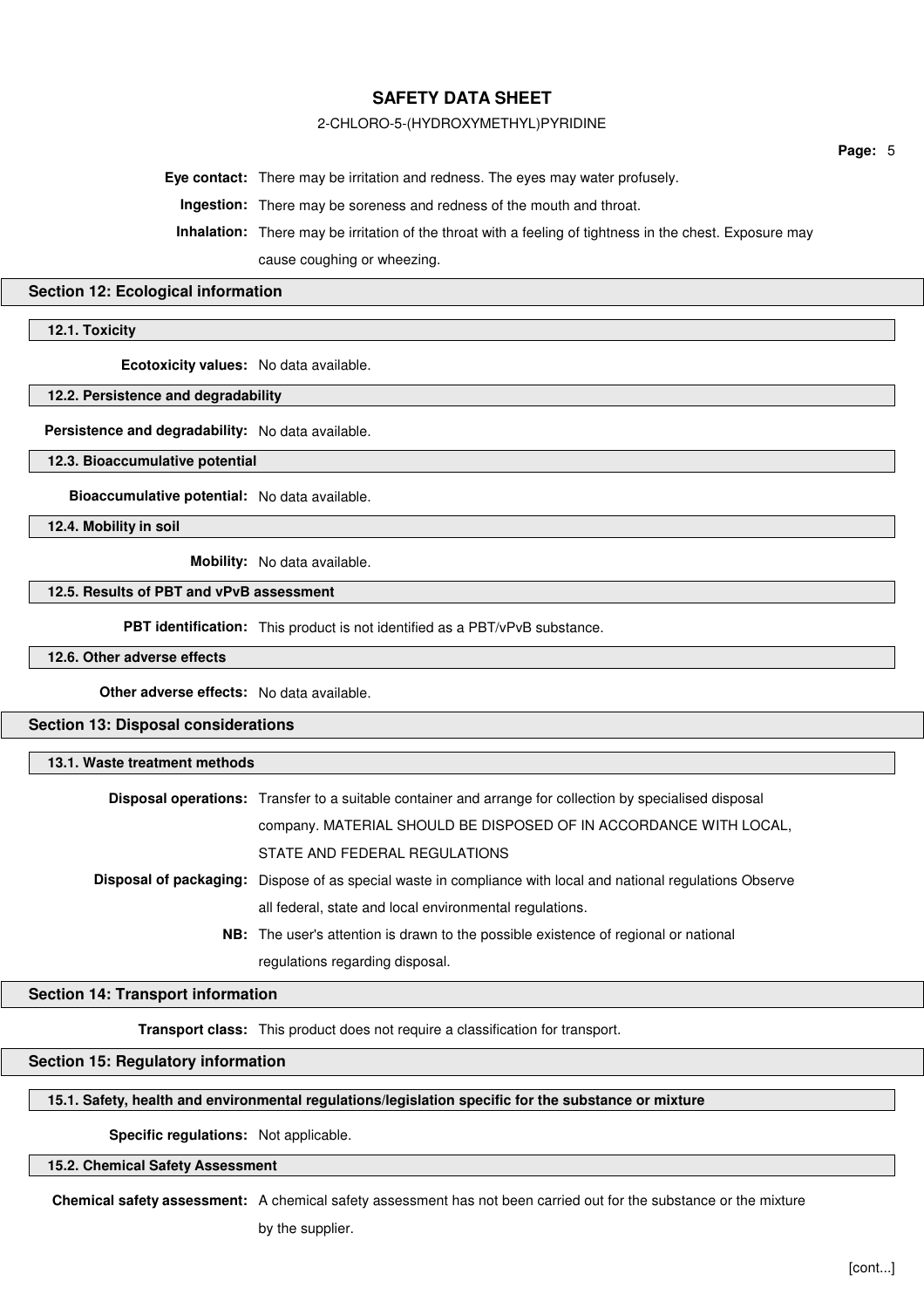**Eye contact:** There may be irritation and redness. The eyes may water profusely.

**Ingestion:** There may be soreness and redness of the mouth and throat.

**Inhalation:** There may be irritation of the throat with a feeling of tightness in the chest. Exposure may cause coughing or wheezing.

## Section 12: Ecological information

### 12.1. Toxicity

**Ecotoxicity values:** No data available.

### 12.2. Persistence and degradability

**Persistence and degradability:** No data available.

### 12.3. Bioaccumulative potential

**Bioaccumulative potential:** No data available.

### 12.4. Mobility in soil

**Mobility:** No data available.

### 12.5. Results of PBT and vPvB assessment

**PBT identification:** This product is not identified as a PBT/vPvB substance.

### 12.6. Other adverse effects

**Other adverse effects:** No data available.

## Section 13: Disposal considerations

### 13.1. Waste treatment methods

**Disposal operations:** Transfer to a suitable container and arrange for collection by specialised disposal company. MATERIAL SHOULD BE DISPOSED OF IN ACCORDANCE WITH LOCAL, STATE AND FEDERAL REGULATIONS

**Disposal of packaging:** Dispose of as special waste in compliance with local and national regulations Observe all federal, state and local environmental regulations.

**NB:** The user's attention is drawn to the possible existence of regional or national regulations regarding disposal.

## Section 14: Transport information

**Transport class:** This product does not require a classification for transport.

## Section 15: Regulatory information

### 15.1. Safety, health and environmental regulations/legislation specific for the substance or mixture

**Specific regulations:** Not applicable.

### 15.2. Chemical Safety Assessment

**Chemical safety assessment:** A chemical safety assessment has not been carried out for the substance or the mixture by the supplier.

[cont...]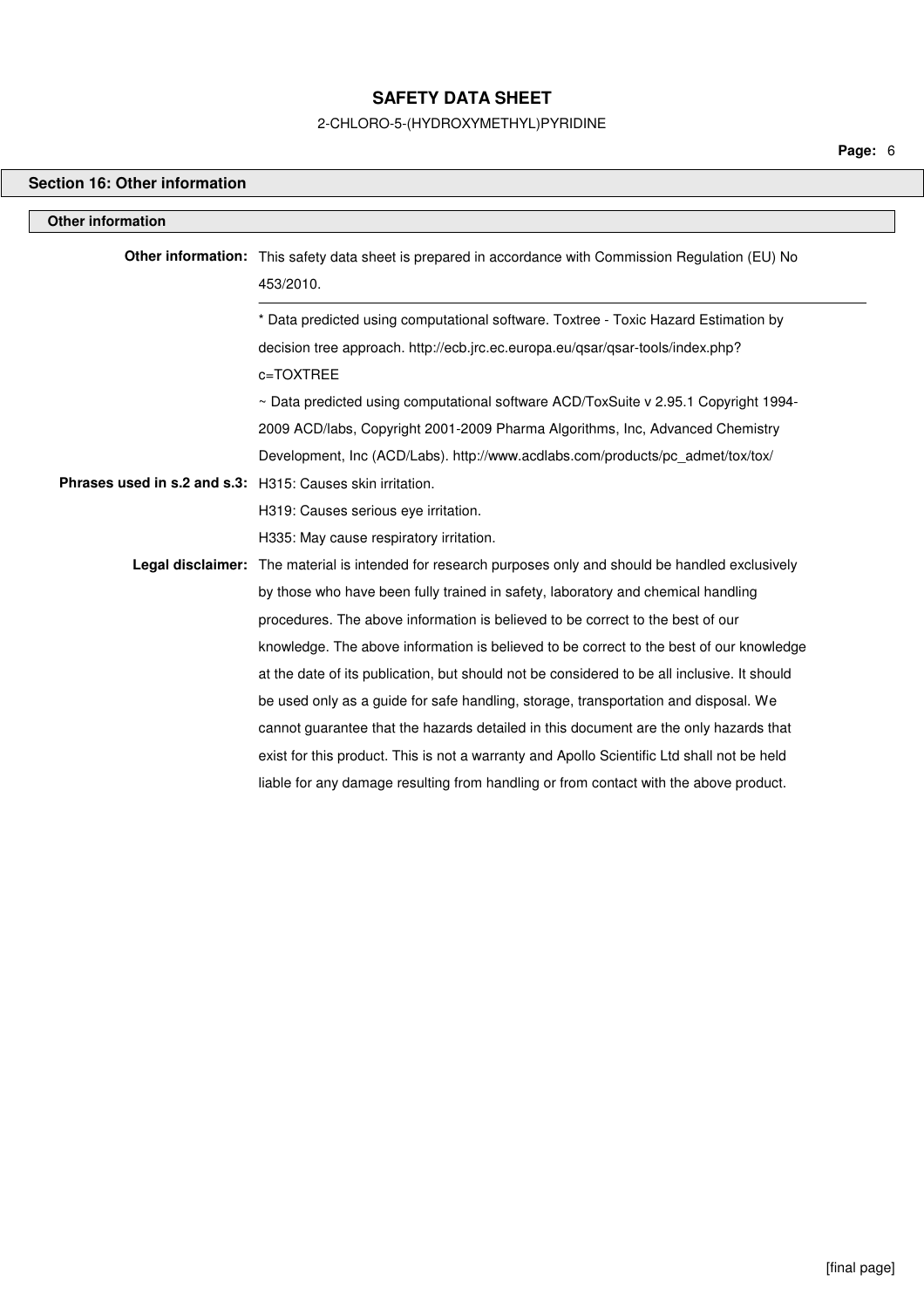## Section 16: Other information

### Other information

**Other information:** This safety data sheet is prepared in accordance with Commission Regulation (EU) No 453/2010.

---

* Data predicted using computational software. Toxtree - Toxic Hazard Estimation by decision tree approach. http://ecb.jrc.ec.europa.eu/qsar/qsar-tools/index.php?c=TOXTREE

~ Data predicted using computational software ACD/ToxSuite v 2.95.1 Copyright 1994-2009 ACD/labs, Copyright 2001-2009 Pharma Algorithms, Inc, Advanced Chemistry Development, Inc (ACD/Labs). http://www.acdlabs.com/products/pc_admet/tox/tox/

**Phrases used in s.2 and s.3:** H315: Causes skin irritation.

H319: Causes serious eye irritation.

H335: May cause respiratory irritation.

**Legal disclaimer:** The material is intended for research purposes only and should be handled exclusively by those who have been fully trained in safety, laboratory and chemical handling procedures. The above information is believed to be correct to the best of our knowledge. The above information is believed to be correct to the best of our knowledge at the date of its publication, but should not be considered to be all inclusive. It should be used only as a guide for safe handling, storage, transportation and disposal. We cannot guarantee that the hazards detailed in this document are the only hazards that exist for this product. This is not a warranty and Apollo Scientific Ltd shall not be held liable for any damage resulting from handling or from contact with the above product.

[final page]